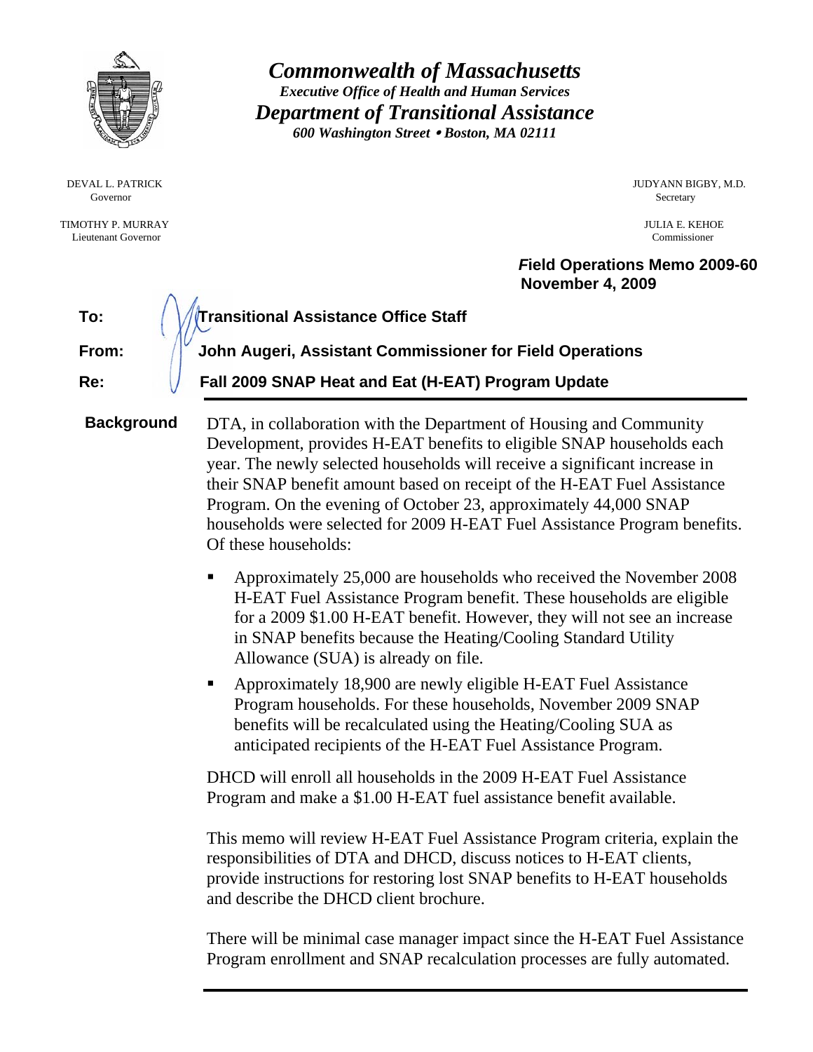# *Commonwealth of Massachusetts*

***Executive Office of Health and Human Services***

## *Department of Transitional Assistance*

***600 Washington Street • Boston, MA 02111***

DEVAL L. PATRICK
Governor

TIMOTHY P. MURRAY
Lieutenant Governor

JUDYANN BIGBY, M.D.
Secretary

JULIA E. KEHOE
Commissioner

**Field Operations Memo 2009-60**
**November 4, 2009**

**To:** **Transitional Assistance Office Staff**

**From:** **John Augeri, Assistant Commissioner for Field Operations**

**Re:** **Fall 2009 SNAP Heat and Eat (H-EAT) Program Update**

---

**Background**

DTA, in collaboration with the Department of Housing and Community Development, provides H-EAT benefits to eligible SNAP households each year. The newly selected households will receive a significant increase in their SNAP benefit amount based on receipt of the H-EAT Fuel Assistance Program. On the evening of October 23, approximately 44,000 SNAP households were selected for 2009 H-EAT Fuel Assistance Program benefits. Of these households:

- Approximately 25,000 are households who received the November 2008 H-EAT Fuel Assistance Program benefit. These households are eligible for a 2009 $1.00 H-EAT benefit. However, they will not see an increase in SNAP benefits because the Heating/Cooling Standard Utility Allowance (SUA) is already on file.
- Approximately 18,900 are newly eligible H-EAT Fuel Assistance Program households. For these households, November 2009 SNAP benefits will be recalculated using the Heating/Cooling SUA as anticipated recipients of the H-EAT Fuel Assistance Program.

DHCD will enroll all households in the 2009 H-EAT Fuel Assistance Program and make a $1.00 H-EAT fuel assistance benefit available.

This memo will review H-EAT Fuel Assistance Program criteria, explain the responsibilities of DTA and DHCD, discuss notices to H-EAT clients, provide instructions for restoring lost SNAP benefits to H-EAT households and describe the DHCD client brochure.

There will be minimal case manager impact since the H-EAT Fuel Assistance Program enrollment and SNAP recalculation processes are fully automated.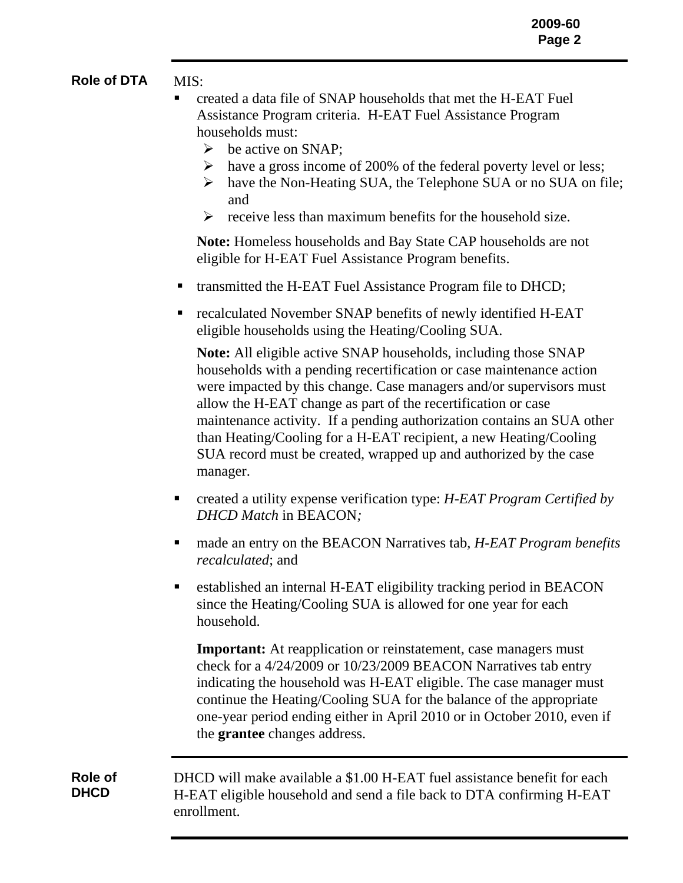## Role of DTA

MIS:

- created a data file of SNAP households that met the H-EAT Fuel Assistance Program criteria. H-EAT Fuel Assistance Program households must:
  - be active on SNAP;
  - have a gross income of 200% of the federal poverty level or less;
  - have the Non-Heating SUA, the Telephone SUA or no SUA on file; and
  - receive less than maximum benefits for the household size.

  **Note:** Homeless households and Bay State CAP households are not eligible for H-EAT Fuel Assistance Program benefits.

- transmitted the H-EAT Fuel Assistance Program file to DHCD;
- recalculated November SNAP benefits of newly identified H-EAT eligible households using the Heating/Cooling SUA.

  **Note:** All eligible active SNAP households, including those SNAP households with a pending recertification or case maintenance action were impacted by this change. Case managers and/or supervisors must allow the H-EAT change as part of the recertification or case maintenance activity. If a pending authorization contains an SUA other than Heating/Cooling for a H-EAT recipient, a new Heating/Cooling SUA record must be created, wrapped up and authorized by the case manager.

- created a utility expense verification type: *H-EAT Program Certified by DHCD Match* in BEACON*;*
- made an entry on the BEACON Narratives tab, *H-EAT Program benefits recalculated*; and
- established an internal H-EAT eligibility tracking period in BEACON since the Heating/Cooling SUA is allowed for one year for each household.

  **Important:** At reapplication or reinstatement, case managers must check for a 4/24/2009 or 10/23/2009 BEACON Narratives tab entry indicating the household was H-EAT eligible. The case manager must continue the Heating/Cooling SUA for the balance of the appropriate one-year period ending either in April 2010 or in October 2010, even if the **grantee** changes address.

## Role of DHCD

DHCD will make available a $1.00 H-EAT fuel assistance benefit for each H-EAT eligible household and send a file back to DTA confirming H-EAT enrollment.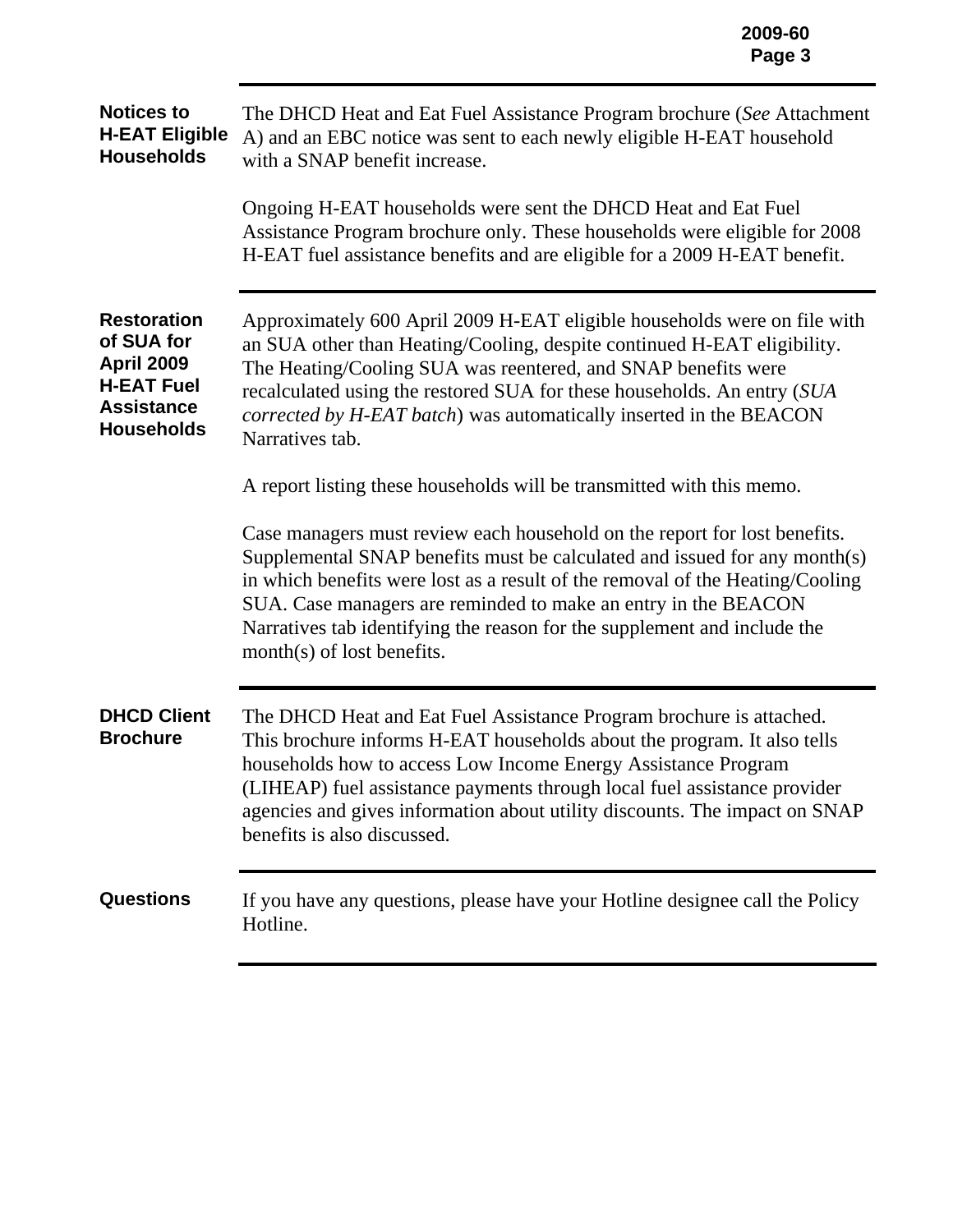### Notices to H-EAT Eligible Households

The DHCD Heat and Eat Fuel Assistance Program brochure (*See* Attachment A) and an EBC notice was sent to each newly eligible H-EAT household with a SNAP benefit increase.

Ongoing H-EAT households were sent the DHCD Heat and Eat Fuel Assistance Program brochure only. These households were eligible for 2008 H-EAT fuel assistance benefits and are eligible for a 2009 H-EAT benefit.

### Restoration of SUA for April 2009 H-EAT Fuel Assistance Households

Approximately 600 April 2009 H-EAT eligible households were on file with an SUA other than Heating/Cooling, despite continued H-EAT eligibility. The Heating/Cooling SUA was reentered, and SNAP benefits were recalculated using the restored SUA for these households. An entry (*SUA corrected by H-EAT batch*) was automatically inserted in the BEACON Narratives tab.

A report listing these households will be transmitted with this memo.

Case managers must review each household on the report for lost benefits. Supplemental SNAP benefits must be calculated and issued for any month(s) in which benefits were lost as a result of the removal of the Heating/Cooling SUA. Case managers are reminded to make an entry in the BEACON Narratives tab identifying the reason for the supplement and include the month(s) of lost benefits.

### DHCD Client Brochure

The DHCD Heat and Eat Fuel Assistance Program brochure is attached. This brochure informs H-EAT households about the program. It also tells households how to access Low Income Energy Assistance Program (LIHEAP) fuel assistance payments through local fuel assistance provider agencies and gives information about utility discounts. The impact on SNAP benefits is also discussed.

### Questions

If you have any questions, please have your Hotline designee call the Policy Hotline.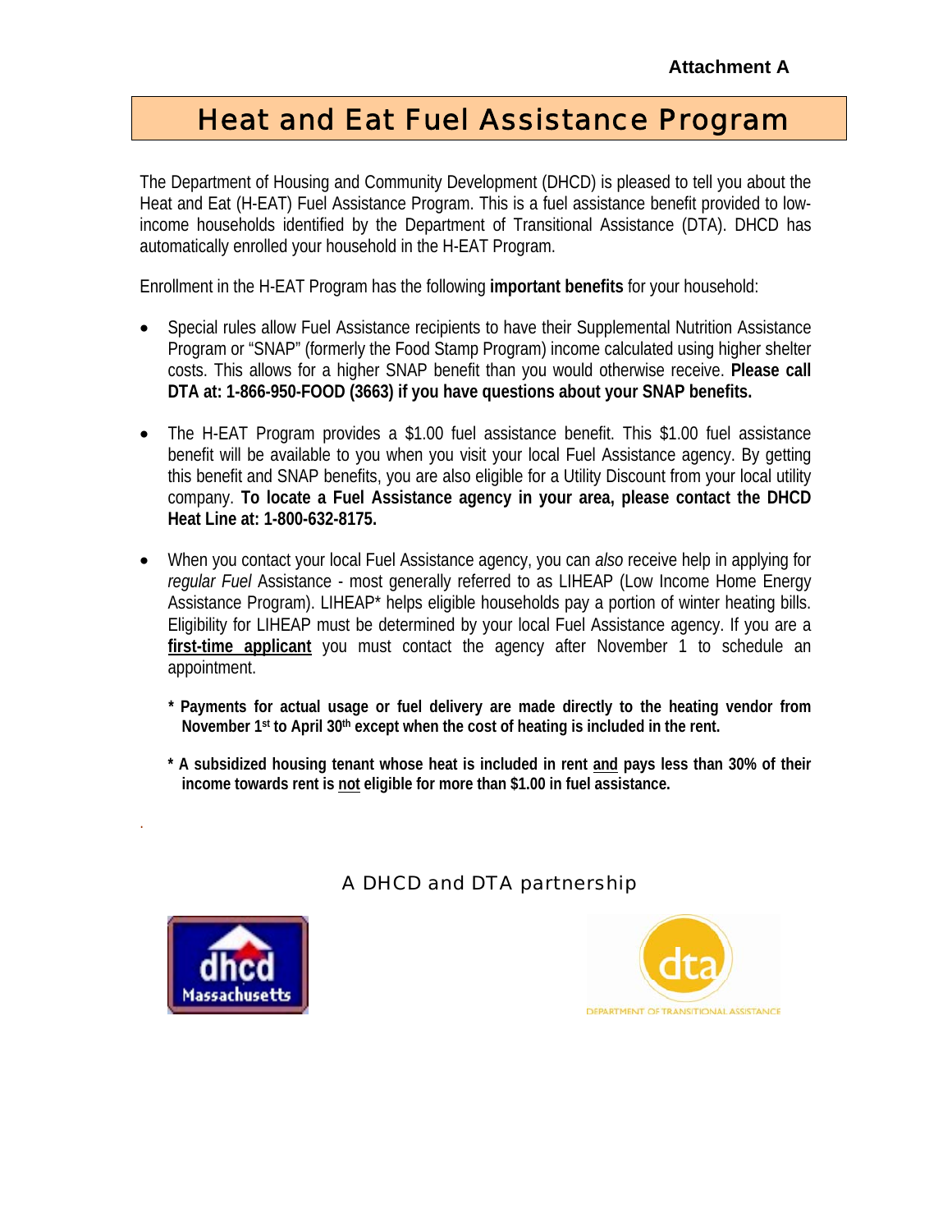**Attachment A**

# Heat and Eat Fuel Assistance Program

The Department of Housing and Community Development (DHCD) is pleased to tell you about the Heat and Eat (H-EAT) Fuel Assistance Program. This is a fuel assistance benefit provided to low-income households identified by the Department of Transitional Assistance (DTA). DHCD has automatically enrolled your household in the H-EAT Program.

Enrollment in the H-EAT Program has the following **important benefits** for your household:

- Special rules allow Fuel Assistance recipients to have their Supplemental Nutrition Assistance Program or "SNAP" (formerly the Food Stamp Program) income calculated using higher shelter costs. This allows for a higher SNAP benefit than you would otherwise receive. **Please call DTA at: 1-866-950-FOOD (3663) if you have questions about your SNAP benefits.**

- The H-EAT Program provides a $1.00 fuel assistance benefit. This $1.00 fuel assistance benefit will be available to you when you visit your local Fuel Assistance agency. By getting this benefit and SNAP benefits, you are also eligible for a Utility Discount from your local utility company. **To locate a Fuel Assistance agency in your area, please contact the DHCD Heat Line at: 1-800-632-8175.**

- When you contact your local Fuel Assistance agency, you can *also* receive help in applying for *regular Fuel* Assistance - most generally referred to as LIHEAP (Low Income Home Energy Assistance Program). LIHEAP* helps eligible households pay a portion of winter heating bills. Eligibility for LIHEAP must be determined by your local Fuel Assistance agency. If you are a **first-time applicant** you must contact the agency after November 1 to schedule an appointment.

  **\* Payments for actual usage or fuel delivery are made directly to the heating vendor from November 1st to April 30th except when the cost of heating is included in the rent.**

  **\* A subsidized housing tenant whose heat is included in rent and pays less than 30% of their income towards rent is not eligible for more than $1.00 in fuel assistance.**

A DHCD and DTA partnership

dhcd Massachusetts

dta DEPARTMENT OF TRANSITIONAL ASSISTANCE